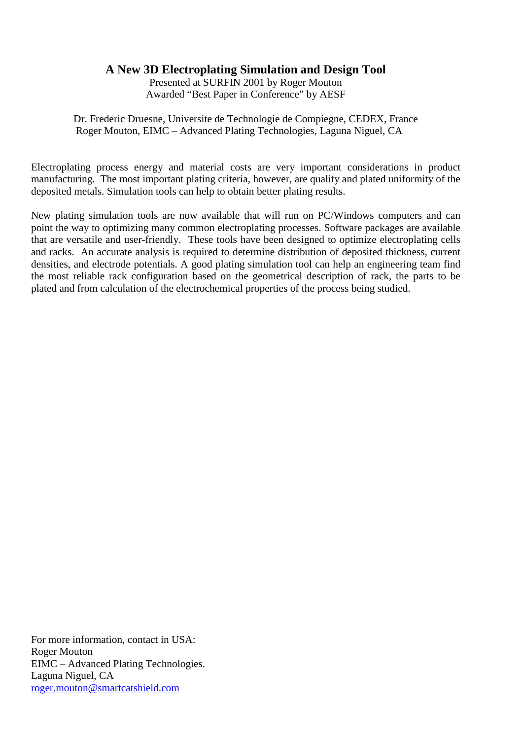# A New 3D Electroplating Simulation and Design Tool

Presented at SURFIN 2001 by Roger Mouton
Awarded "Best Paper in Conference" by AESF

Dr. Frederic Druesne, Universite de Technologie de Compiegne, CEDEX, France
Roger Mouton, EIMC – Advanced Plating Technologies, Laguna Niguel, CA

Electroplating process energy and material costs are very important considerations in product manufacturing. The most important plating criteria, however, are quality and plated uniformity of the deposited metals. Simulation tools can help to obtain better plating results.

New plating simulation tools are now available that will run on PC/Windows computers and can point the way to optimizing many common electroplating processes. Software packages are available that are versatile and user-friendly. These tools have been designed to optimize electroplating cells and racks. An accurate analysis is required to determine distribution of deposited thickness, current densities, and electrode potentials. A good plating simulation tool can help an engineering team find the most reliable rack configuration based on the geometrical description of rack, the parts to be plated and from calculation of the electrochemical properties of the process being studied.

For more information, contact in USA:
Roger Mouton
EIMC – Advanced Plating Technologies.
Laguna Niguel, CA
roger.mouton@smartcatshield.com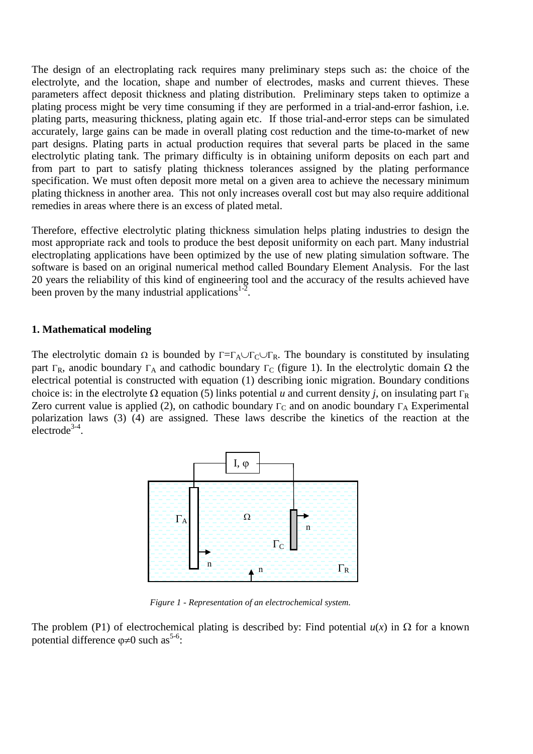The design of an electroplating rack requires many preliminary steps such as: the choice of the electrolyte, and the location, shape and number of electrodes, masks and current thieves. These parameters affect deposit thickness and plating distribution. Preliminary steps taken to optimize a plating process might be very time consuming if they are performed in a trial-and-error fashion, i.e. plating parts, measuring thickness, plating again etc. If those trial-and-error steps can be simulated accurately, large gains can be made in overall plating cost reduction and the time-to-market of new part designs. Plating parts in actual production requires that several parts be placed in the same electrolytic plating tank. The primary difficulty is in obtaining uniform deposits on each part and from part to part to satisfy plating thickness tolerances assigned by the plating performance specification. We must often deposit more metal on a given area to achieve the necessary minimum plating thickness in another area. This not only increases overall cost but may also require additional remedies in areas where there is an excess of plated metal.

Therefore, effective electrolytic plating thickness simulation helps plating industries to design the most appropriate rack and tools to produce the best deposit uniformity on each part. Many industrial electroplating applications have been optimized by the use of new plating simulation software. The software is based on an original numerical method called Boundary Element Analysis. For the last 20 years the reliability of this kind of engineering tool and the accuracy of the results achieved have been proven by the many industrial applications[1-2].

## 1. Mathematical modeling

The electrolytic domain $\Omega$ is bounded by $\Gamma=\Gamma_A\cup\Gamma_C\cup\Gamma_R$. The boundary is constituted by insulating part $\Gamma_R$, anodic boundary $\Gamma_A$ and cathodic boundary $\Gamma_C$ (figure 1). In the electrolytic domain $\Omega$ the electrical potential is constructed with equation (1) describing ionic migration. Boundary conditions choice is: in the electrolyte $\Omega$ equation (5) links potential $u$ and current density $j$, on insulating part $\Gamma_R$ Zero current value is applied (2), on cathodic boundary $\Gamma_C$ and on anodic boundary $\Gamma_A$ Experimental polarization laws (3) (4) are assigned. These laws describe the kinetics of the reaction at the electrode[3-4].

*Figure 1 - Representation of an electrochemical system.*

The problem (P1) of electrochemical plating is described by: Find potential $u(x)$ in $\Omega$ for a known potential difference $\varphi\neq0$ such as[5-6]: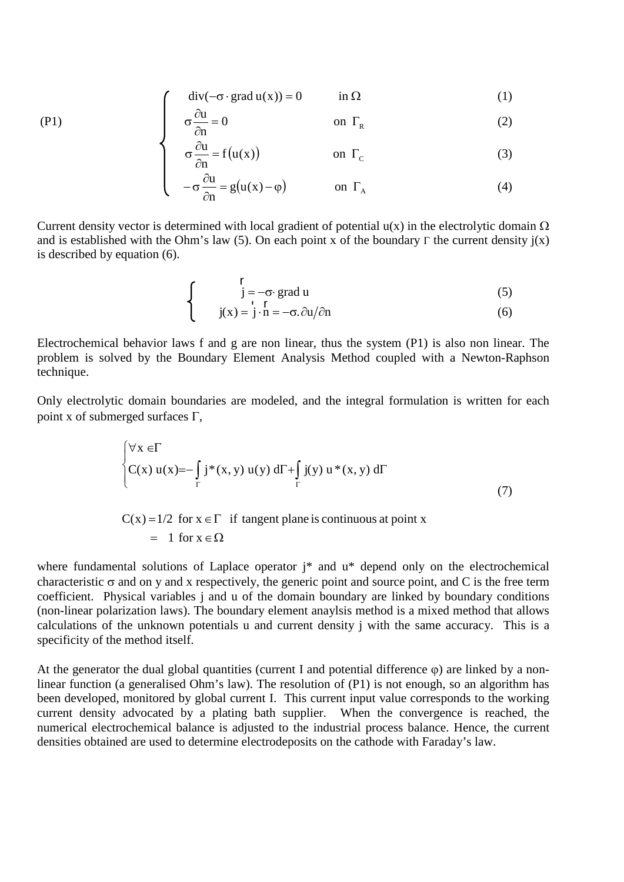$$
\text{(P1)} \qquad \begin{cases} \operatorname{div}(-\sigma \cdot \operatorname{grad} u(x)) = 0 & \text{in } \Omega & (1) \\ \sigma \dfrac{\partial u}{\partial n} = 0 & \text{on } \Gamma_R & (2) \\ \sigma \dfrac{\partial u}{\partial n} = f\big(u(x)\big) & \text{on } \Gamma_C & (3) \\ -\sigma \dfrac{\partial u}{\partial n} = g\big(u(x) - \varphi\big) & \text{on } \Gamma_A & (4) \end{cases}
$$

Current density vector is determined with local gradient of potential u(x) in the electrolytic domain $\Omega$ and is established with the Ohm's law (5). On each point x of the boundary $\Gamma$ the current density j(x) is described by equation (6).

$$
\begin{cases} \vec{j} = -\sigma \cdot \operatorname{grad} u & (5) \\ j(x) = \vec{j} \cdot \vec{n} = -\sigma . \partial u / \partial n & (6) \end{cases}
$$

Electrochemical behavior laws f and g are non linear, thus the system (P1) is also non linear. The problem is solved by the Boundary Element Analysis Method coupled with a Newton-Raphson technique.

Only electrolytic domain boundaries are modeled, and the integral formulation is written for each point x of submerged surfaces $\Gamma$,

$$
\begin{cases} \forall x \in \Gamma \\ C(x)\, u(x) = -\displaystyle\int_{\Gamma} j^*(x,y)\, u(y)\, d\Gamma + \int_{\Gamma} j(y)\, u^*(x,y)\, d\Gamma \end{cases} \tag{7}
$$

$$
\begin{aligned} C(x) &= 1/2 \ \text{ for } x \in \Gamma \ \text{ if tangent plane is continuous at point x} \\ &= \ 1 \ \text{ for } x \in \Omega \end{aligned}
$$

where fundamental solutions of Laplace operator j* and u* depend only on the electrochemical characteristic $\sigma$ and on y and x respectively, the generic point and source point, and C is the free term coefficient. Physical variables j and u of the domain boundary are linked by boundary conditions (non-linear polarization laws). The boundary element anaylsis method is a mixed method that allows calculations of the unknown potentials u and current density j with the same accuracy. This is a specificity of the method itself.

At the generator the dual global quantities (current I and potential difference $\varphi$) are linked by a non-linear function (a generalised Ohm's law). The resolution of (P1) is not enough, so an algorithm has been developed, monitored by global current I. This current input value corresponds to the working current density advocated by a plating bath supplier. When the convergence is reached, the numerical electrochemical balance is adjusted to the industrial process balance. Hence, the current densities obtained are used to determine electrodeposits on the cathode with Faraday's law.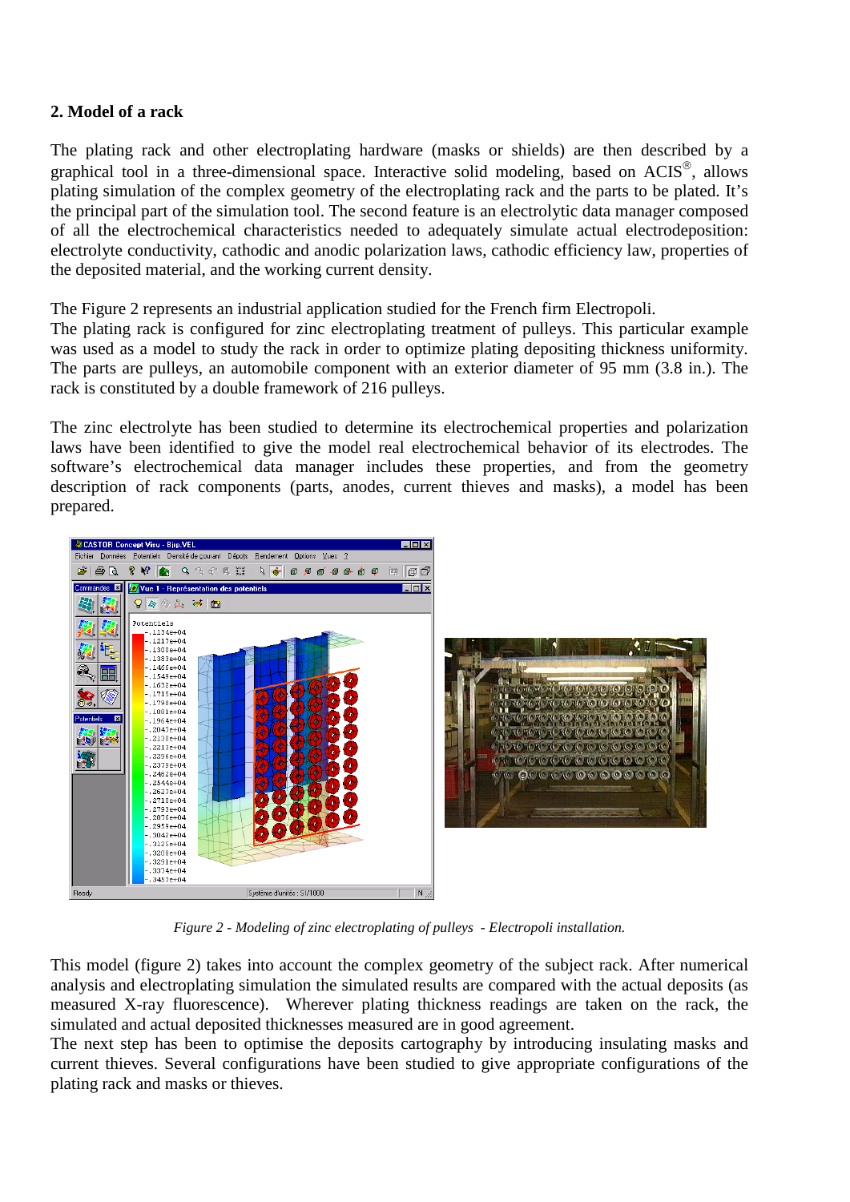## 2. Model of a rack

The plating rack and other electroplating hardware (masks or shields) are then described by a graphical tool in a three-dimensional space. Interactive solid modeling, based on ACIS®, allows plating simulation of the complex geometry of the electroplating rack and the parts to be plated. It's the principal part of the simulation tool. The second feature is an electrolytic data manager composed of all the electrochemical characteristics needed to adequately simulate actual electrodeposition: electrolyte conductivity, cathodic and anodic polarization laws, cathodic efficiency law, properties of the deposited material, and the working current density.

The Figure 2 represents an industrial application studied for the French firm Electropoli.
The plating rack is configured for zinc electroplating treatment of pulleys. This particular example was used as a model to study the rack in order to optimize plating depositing thickness uniformity. The parts are pulleys, an automobile component with an exterior diameter of 95 mm (3.8 in.). The rack is constituted by a double framework of 216 pulleys.

The zinc electrolyte has been studied to determine its electrochemical properties and polarization laws have been identified to give the model real electrochemical behavior of its electrodes. The software's electrochemical data manager includes these properties, and from the geometry description of rack components (parts, anodes, current thieves and masks), a model has been prepared.

*Figure 2 - Modeling of zinc electroplating of pulleys - Electropoli installation.*

This model (figure 2) takes into account the complex geometry of the subject rack. After numerical analysis and electroplating simulation the simulated results are compared with the actual deposits (as measured X-ray fluorescence). Wherever plating thickness readings are taken on the rack, the simulated and actual deposited thicknesses measured are in good agreement.
The next step has been to optimise the deposits cartography by introducing insulating masks and current thieves. Several configurations have been studied to give appropriate configurations of the plating rack and masks or thieves.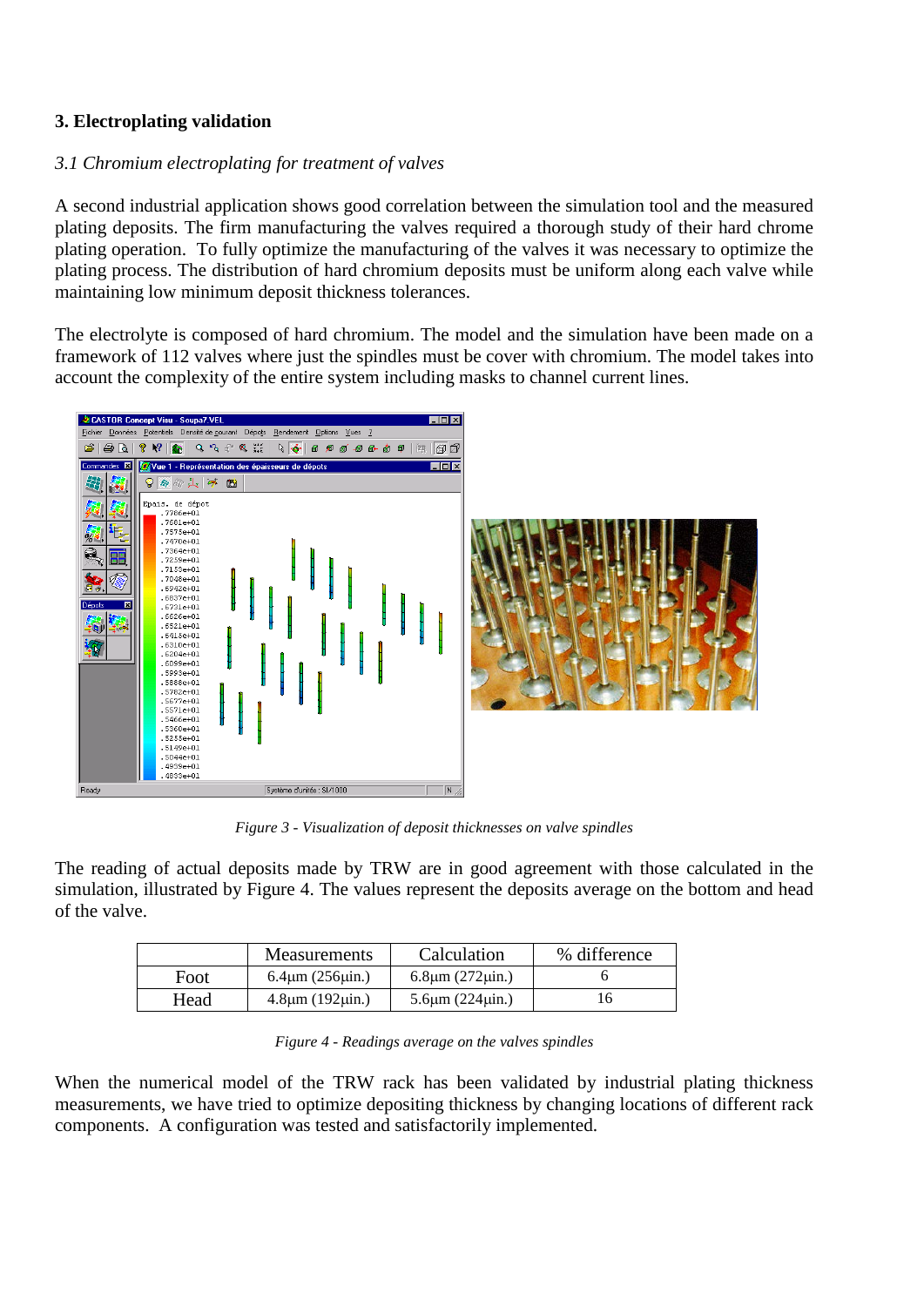## 3. Electroplating validation

### *3.1 Chromium electroplating for treatment of valves*

A second industrial application shows good correlation between the simulation tool and the measured plating deposits. The firm manufacturing the valves required a thorough study of their hard chrome plating operation. To fully optimize the manufacturing of the valves it was necessary to optimize the plating process. The distribution of hard chromium deposits must be uniform along each valve while maintaining low minimum deposit thickness tolerances.

The electrolyte is composed of hard chromium. The model and the simulation have been made on a framework of 112 valves where just the spindles must be cover with chromium. The model takes into account the complexity of the entire system including masks to channel current lines.

*Figure 3 - Visualization of deposit thicknesses on valve spindles*

The reading of actual deposits made by TRW are in good agreement with those calculated in the simulation, illustrated by Figure 4. The values represent the deposits average on the bottom and head of the valve.

| | Measurements | Calculation | % difference |
|---|---|---|---|
| Foot | 6.4µm (256µin.) | 6.8µm (272µin.) | 6 |
| Head | 4.8µm (192µin.) | 5.6µm (224µin.) | 16 |

*Figure 4 - Readings average on the valves spindles*

When the numerical model of the TRW rack has been validated by industrial plating thickness measurements, we have tried to optimize depositing thickness by changing locations of different rack components. A configuration was tested and satisfactorily implemented.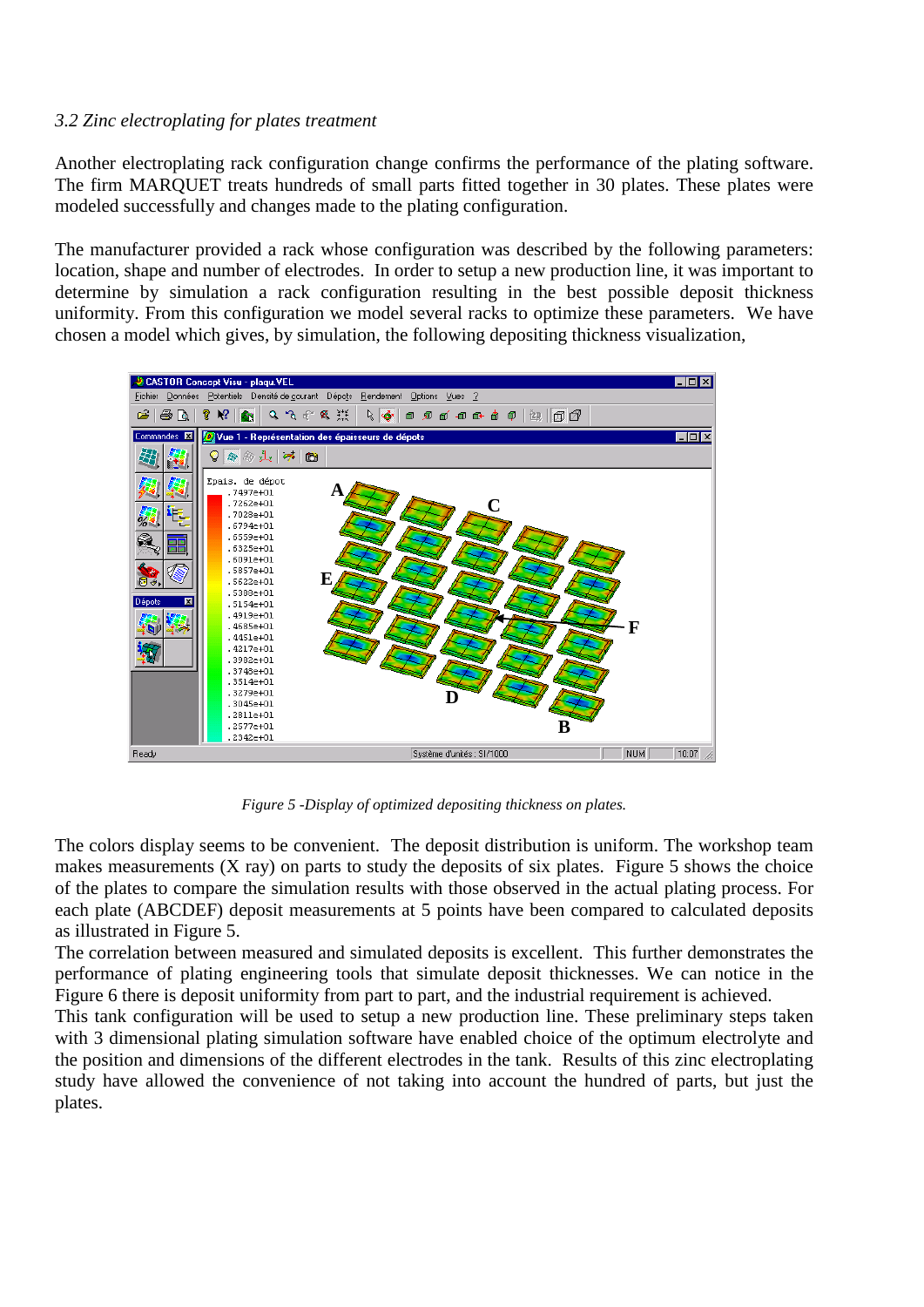*3.2 Zinc electroplating for plates treatment*

Another electroplating rack configuration change confirms the performance of the plating software. The firm MARQUET treats hundreds of small parts fitted together in 30 plates. These plates were modeled successfully and changes made to the plating configuration.

The manufacturer provided a rack whose configuration was described by the following parameters: location, shape and number of electrodes. In order to setup a new production line, it was important to determine by simulation a rack configuration resulting in the best possible deposit thickness uniformity. From this configuration we model several racks to optimize these parameters. We have chosen a model which gives, by simulation, the following depositing thickness visualization,

*Figure 5 -Display of optimized depositing thickness on plates.*

The colors display seems to be convenient. The deposit distribution is uniform. The workshop team makes measurements (X ray) on parts to study the deposits of six plates. Figure 5 shows the choice of the plates to compare the simulation results with those observed in the actual plating process. For each plate (ABCDEF) deposit measurements at 5 points have been compared to calculated deposits as illustrated in Figure 5.

The correlation between measured and simulated deposits is excellent. This further demonstrates the performance of plating engineering tools that simulate deposit thicknesses. We can notice in the Figure 6 there is deposit uniformity from part to part, and the industrial requirement is achieved.

This tank configuration will be used to setup a new production line. These preliminary steps taken with 3 dimensional plating simulation software have enabled choice of the optimum electrolyte and the position and dimensions of the different electrodes in the tank. Results of this zinc electroplating study have allowed the convenience of not taking into account the hundred of parts, but just the plates.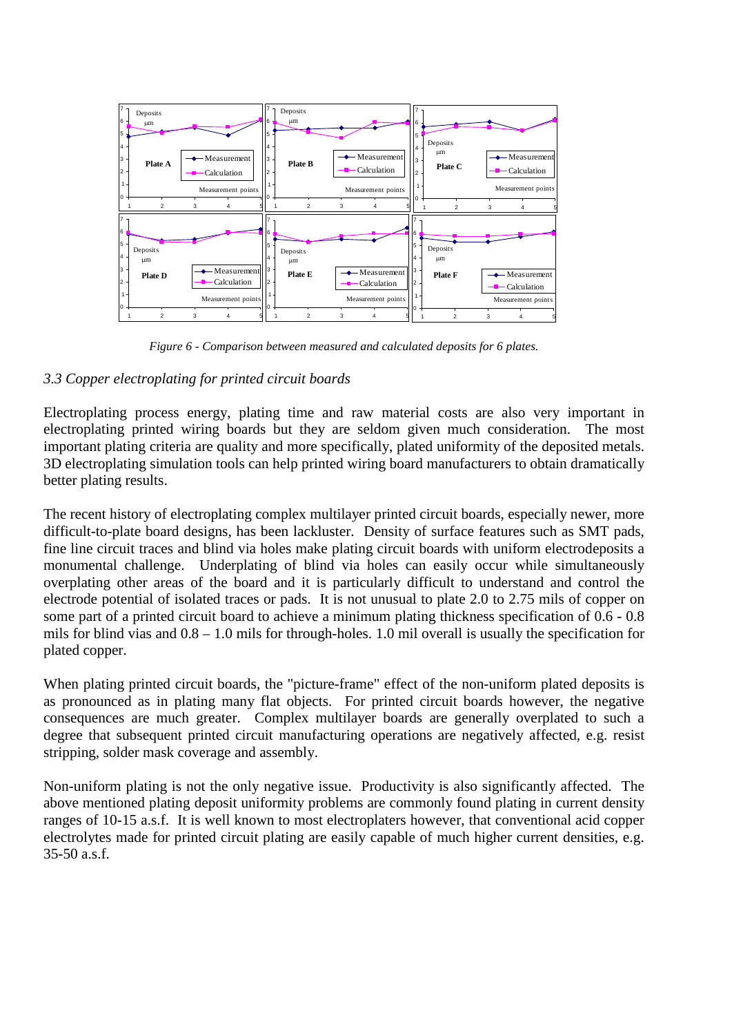*Figure 6 - Comparison between measured and calculated deposits for 6 plates.*

### *3.3 Copper electroplating for printed circuit boards*

Electroplating process energy, plating time and raw material costs are also very important in electroplating printed wiring boards but they are seldom given much consideration. The most important plating criteria are quality and more specifically, plated uniformity of the deposited metals. 3D electroplating simulation tools can help printed wiring board manufacturers to obtain dramatically better plating results.

The recent history of electroplating complex multilayer printed circuit boards, especially newer, more difficult-to-plate board designs, has been lackluster. Density of surface features such as SMT pads, fine line circuit traces and blind via holes make plating circuit boards with uniform electrodeposits a monumental challenge. Underplating of blind via holes can easily occur while simultaneously overplating other areas of the board and it is particularly difficult to understand and control the electrode potential of isolated traces or pads. It is not unusual to plate 2.0 to 2.75 mils of copper on some part of a printed circuit board to achieve a minimum plating thickness specification of 0.6 - 0.8 mils for blind vias and 0.8 – 1.0 mils for through-holes. 1.0 mil overall is usually the specification for plated copper.

When plating printed circuit boards, the "picture-frame" effect of the non-uniform plated deposits is as pronounced as in plating many flat objects. For printed circuit boards however, the negative consequences are much greater. Complex multilayer boards are generally overplated to such a degree that subsequent printed circuit manufacturing operations are negatively affected, e.g. resist stripping, solder mask coverage and assembly.

Non-uniform plating is not the only negative issue. Productivity is also significantly affected. The above mentioned plating deposit uniformity problems are commonly found plating in current density ranges of 10-15 a.s.f. It is well known to most electroplaters however, that conventional acid copper electrolytes made for printed circuit plating are easily capable of much higher current densities, e.g. 35-50 a.s.f.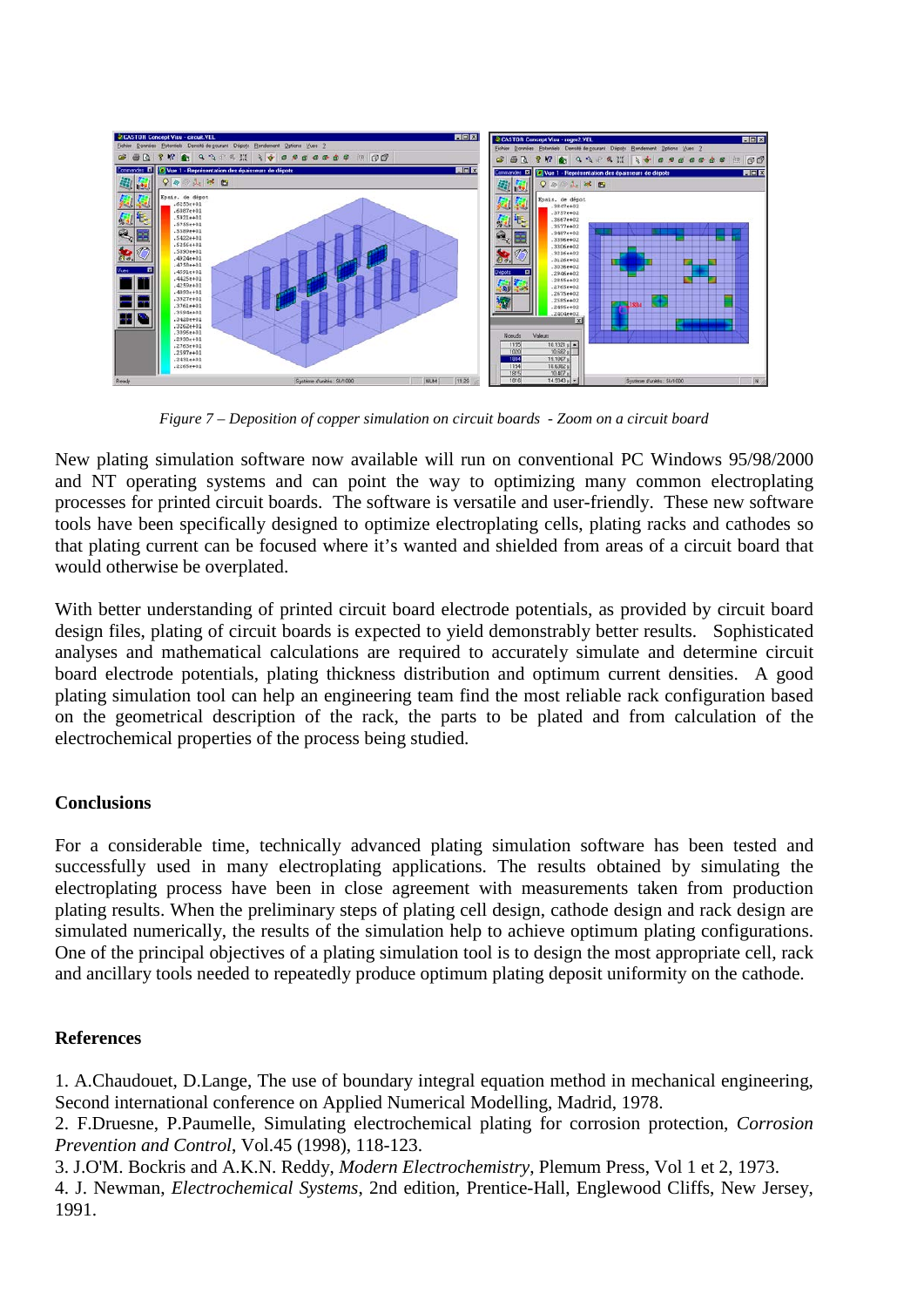*Figure 7 – Deposition of copper simulation on circuit boards - Zoom on a circuit board*

New plating simulation software now available will run on conventional PC Windows 95/98/2000 and NT operating systems and can point the way to optimizing many common electroplating processes for printed circuit boards. The software is versatile and user-friendly. These new software tools have been specifically designed to optimize electroplating cells, plating racks and cathodes so that plating current can be focused where it's wanted and shielded from areas of a circuit board that would otherwise be overplated.

With better understanding of printed circuit board electrode potentials, as provided by circuit board design files, plating of circuit boards is expected to yield demonstrably better results. Sophisticated analyses and mathematical calculations are required to accurately simulate and determine circuit board electrode potentials, plating thickness distribution and optimum current densities. A good plating simulation tool can help an engineering team find the most reliable rack configuration based on the geometrical description of the rack, the parts to be plated and from calculation of the electrochemical properties of the process being studied.

## Conclusions

For a considerable time, technically advanced plating simulation software has been tested and successfully used in many electroplating applications. The results obtained by simulating the electroplating process have been in close agreement with measurements taken from production plating results. When the preliminary steps of plating cell design, cathode design and rack design are simulated numerically, the results of the simulation help to achieve optimum plating configurations. One of the principal objectives of a plating simulation tool is to design the most appropriate cell, rack and ancillary tools needed to repeatedly produce optimum plating deposit uniformity on the cathode.

## References

1. A.Chaudouet, D.Lange, The use of boundary integral equation method in mechanical engineering, Second international conference on Applied Numerical Modelling, Madrid, 1978.
2. F.Druesne, P.Paumelle, Simulating electrochemical plating for corrosion protection, *Corrosion Prevention and Control*, Vol.45 (1998), 118-123.
3. J.O'M. Bockris and A.K.N. Reddy, *Modern Electrochemistry*, Plemum Press, Vol 1 et 2, 1973.
4. J. Newman, *Electrochemical Systems*, 2nd edition, Prentice-Hall, Englewood Cliffs, New Jersey, 1991.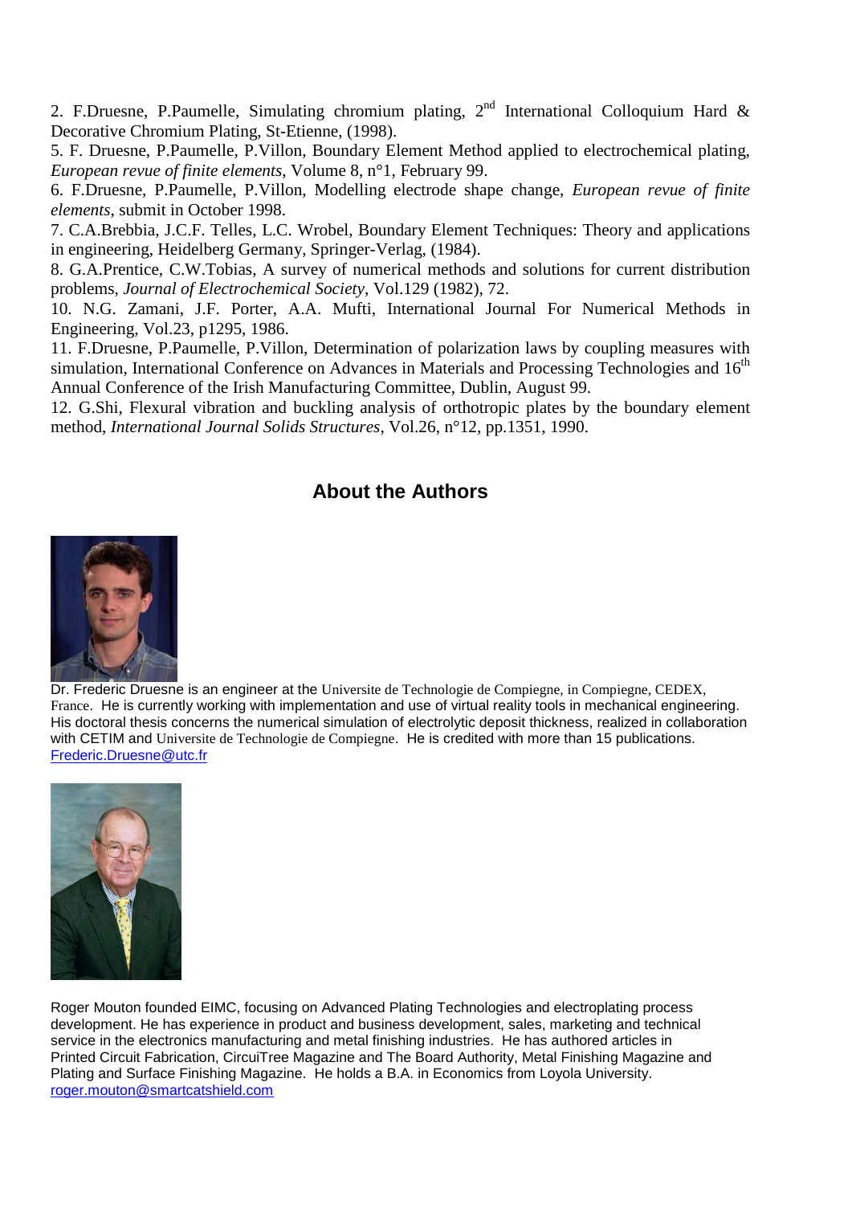2. F.Druesne, P.Paumelle, Simulating chromium plating, 2nd International Colloquium Hard & Decorative Chromium Plating, St-Etienne, (1998).

5. F. Druesne, P.Paumelle, P.Villon, Boundary Element Method applied to electrochemical plating, *European revue of finite elements*, Volume 8, n°1, February 99.

6. F.Druesne, P.Paumelle, P.Villon, Modelling electrode shape change, *European revue of finite elements*, submit in October 1998.

7. C.A.Brebbia, J.C.F. Telles, L.C. Wrobel, Boundary Element Techniques: Theory and applications in engineering, Heidelberg Germany, Springer-Verlag, (1984).

8. G.A.Prentice, C.W.Tobias, A survey of numerical methods and solutions for current distribution problems, *Journal of Electrochemical Society*, Vol.129 (1982), 72.

10. N.G. Zamani, J.F. Porter, A.A. Mufti, International Journal For Numerical Methods in Engineering, Vol.23, p1295, 1986.

11. F.Druesne, P.Paumelle, P.Villon, Determination of polarization laws by coupling measures with simulation, International Conference on Advances in Materials and Processing Technologies and 16th Annual Conference of the Irish Manufacturing Committee, Dublin, August 99.

12. G.Shi, Flexural vibration and buckling analysis of orthotropic plates by the boundary element method, *International Journal Solids Structures*, Vol.26, n°12, pp.1351, 1990.

## About the Authors

Dr. Frederic Druesne is an engineer at the Universite de Technologie de Compiegne, in Compiegne, CEDEX, France. He is currently working with implementation and use of virtual reality tools in mechanical engineering. His doctoral thesis concerns the numerical simulation of electrolytic deposit thickness, realized in collaboration with CETIM and Universite de Technologie de Compiegne. He is credited with more than 15 publications. Frederic.Druesne@utc.fr

Roger Mouton founded EIMC, focusing on Advanced Plating Technologies and electroplating process development. He has experience in product and business development, sales, marketing and technical service in the electronics manufacturing and metal finishing industries. He has authored articles in Printed Circuit Fabrication, CircuiTree Magazine and The Board Authority, Metal Finishing Magazine and Plating and Surface Finishing Magazine. He holds a B.A. in Economics from Loyola University. roger.mouton@smartcatshield.com